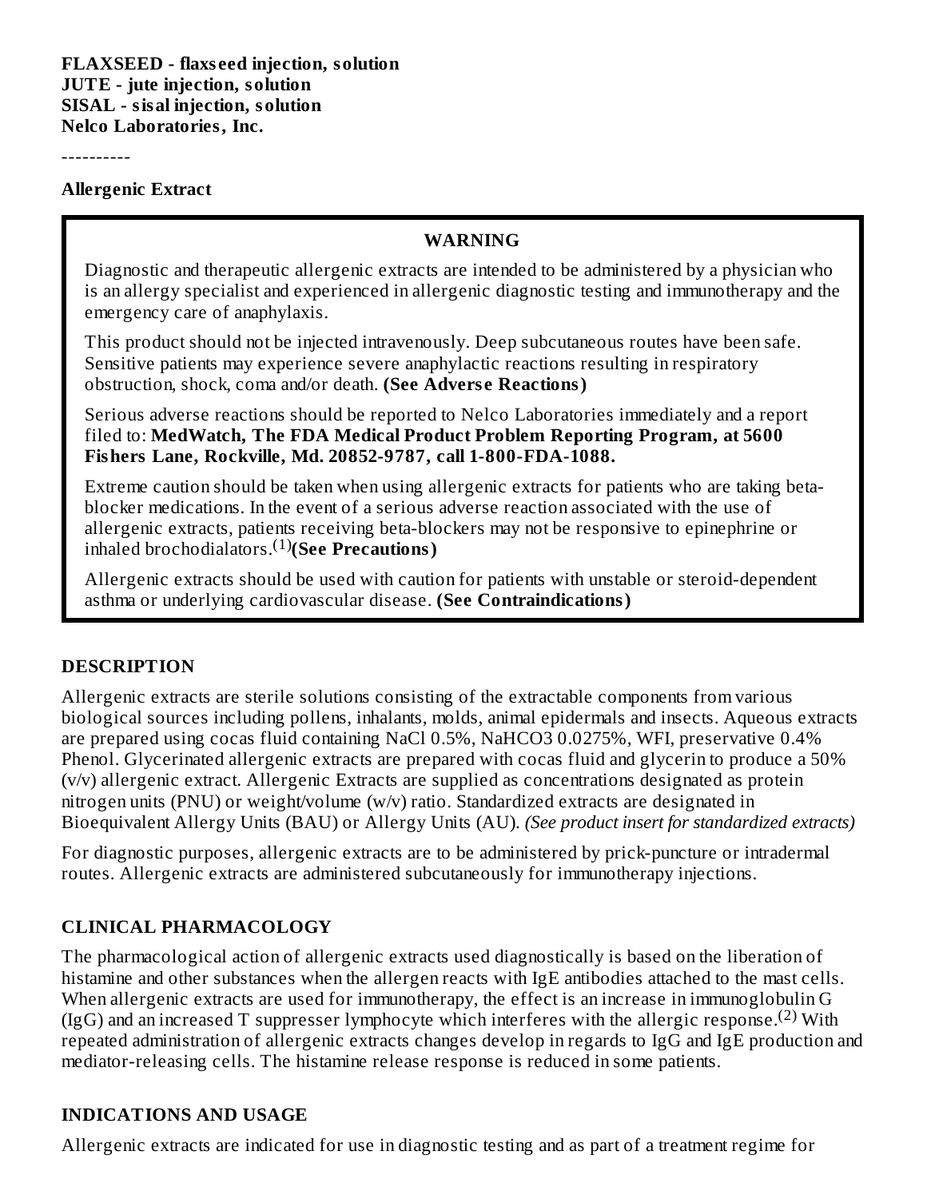**FLAXSEED - flaxseed injection, solution**
**JUTE - jute injection, solution**
**SISAL - sisal injection, solution**
**Nelco Laboratories, Inc.**

----------

**Allergenic Extract**

**WARNING**

Diagnostic and therapeutic allergenic extracts are intended to be administered by a physician who is an allergy specialist and experienced in allergenic diagnostic testing and immunotherapy and the emergency care of anaphylaxis.

This product should not be injected intravenously. Deep subcutaneous routes have been safe. Sensitive patients may experience severe anaphylactic reactions resulting in respiratory obstruction, shock, coma and/or death. **(See Adverse Reactions)**

Serious adverse reactions should be reported to Nelco Laboratories immediately and a report filed to: **MedWatch, The FDA Medical Product Problem Reporting Program, at 5600 Fishers Lane, Rockville, Md. 20852-9787, call 1-800-FDA-1088.**

Extreme caution should be taken when using allergenic extracts for patients who are taking beta-blocker medications. In the event of a serious adverse reaction associated with the use of allergenic extracts, patients receiving beta-blockers may not be responsive to epinephrine or inhaled brochodialators.[1] **(See Precautions)**

Allergenic extracts should be used with caution for patients with unstable or steroid-dependent asthma or underlying cardiovascular disease. **(See Contraindications)**

## DESCRIPTION

Allergenic extracts are sterile solutions consisting of the extractable components from various biological sources including pollens, inhalants, molds, animal epidermals and insects. Aqueous extracts are prepared using cocas fluid containing NaCl 0.5%, $NaHCO_3$ 0.0275%, WFI, preservative 0.4% Phenol. Glycerinated allergenic extracts are prepared with cocas fluid and glycerin to produce a 50% (v/v) allergenic extract. Allergenic Extracts are supplied as concentrations designated as protein nitrogen units (PNU) or weight/volume (w/v) ratio. Standardized extracts are designated in Bioequivalent Allergy Units (BAU) or Allergy Units (AU). *(See product insert for standardized extracts)*

For diagnostic purposes, allergenic extracts are to be administered by prick-puncture or intradermal routes. Allergenic extracts are administered subcutaneously for immunotherapy injections.

## CLINICAL PHARMACOLOGY

The pharmacological action of allergenic extracts used diagnostically is based on the liberation of histamine and other substances when the allergen reacts with IgE antibodies attached to the mast cells. When allergenic extracts are used for immunotherapy, the effect is an increase in immunoglobulin G (IgG) and an increased T suppresser lymphocyte which interferes with the allergic response.[2] With repeated administration of allergenic extracts changes develop in regards to IgG and IgE production and mediator-releasing cells. The histamine release response is reduced in some patients.

## INDICATIONS AND USAGE

Allergenic extracts are indicated for use in diagnostic testing and as part of a treatment regime for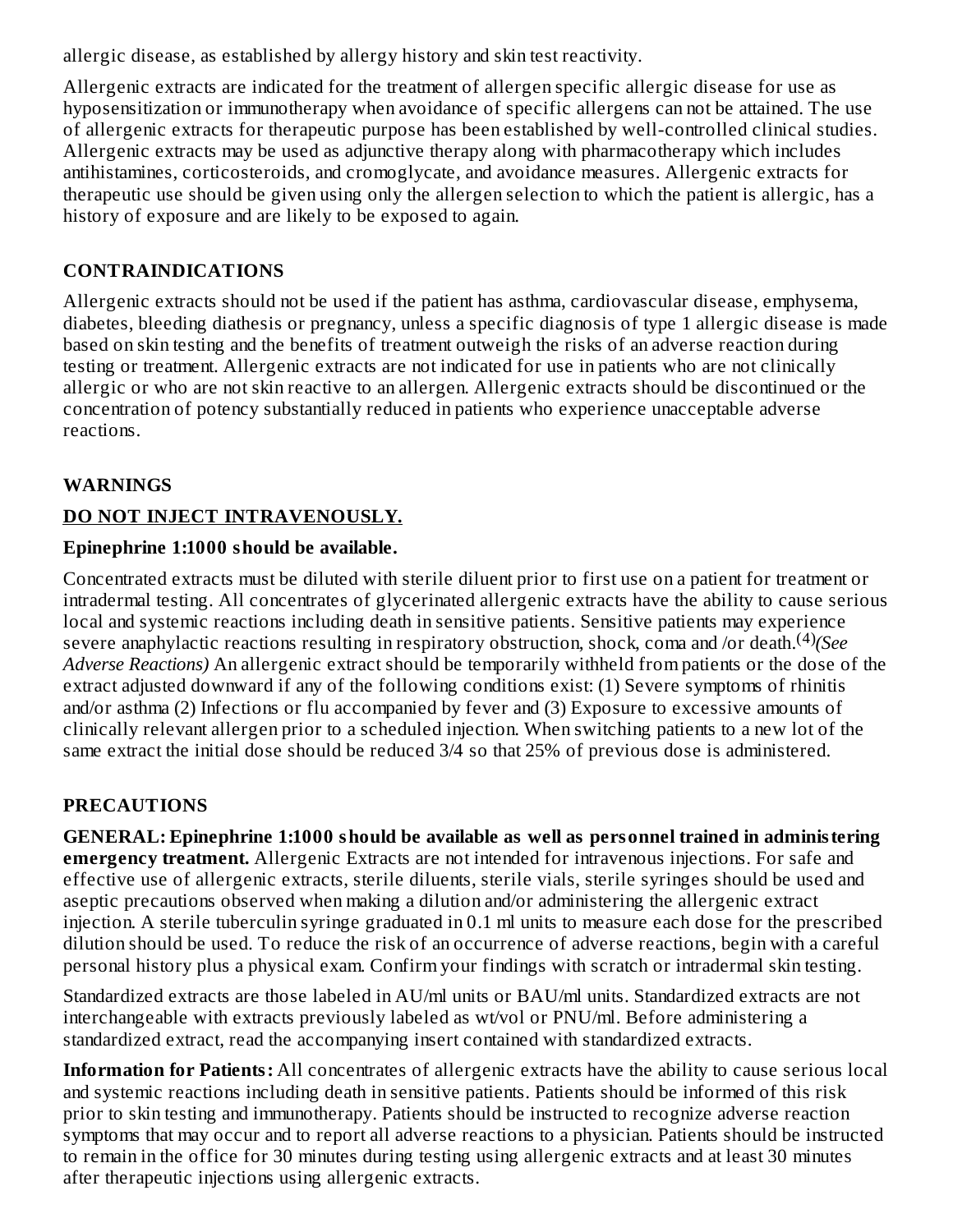allergic disease, as established by allergy history and skin test reactivity.

Allergenic extracts are indicated for the treatment of allergen specific allergic disease for use as hyposensitization or immunotherapy when avoidance of specific allergens can not be attained. The use of allergenic extracts for therapeutic purpose has been established by well-controlled clinical studies. Allergenic extracts may be used as adjunctive therapy along with pharmacotherapy which includes antihistamines, corticosteroids, and cromoglycate, and avoidance measures. Allergenic extracts for therapeutic use should be given using only the allergen selection to which the patient is allergic, has a history of exposure and are likely to be exposed to again.

## CONTRAINDICATIONS

Allergenic extracts should not be used if the patient has asthma, cardiovascular disease, emphysema, diabetes, bleeding diathesis or pregnancy, unless a specific diagnosis of type 1 allergic disease is made based on skin testing and the benefits of treatment outweigh the risks of an adverse reaction during testing or treatment. Allergenic extracts are not indicated for use in patients who are not clinically allergic or who are not skin reactive to an allergen. Allergenic extracts should be discontinued or the concentration of potency substantially reduced in patients who experience unacceptable adverse reactions.

## WARNINGS

**DO NOT INJECT INTRAVENOUSLY.**

**Epinephrine 1:1000 should be available.**

Concentrated extracts must be diluted with sterile diluent prior to first use on a patient for treatment or intradermal testing. All concentrates of glycerinated allergenic extracts have the ability to cause serious local and systemic reactions including death in sensitive patients. Sensitive patients may experience severe anaphylactic reactions resulting in respiratory obstruction, shock, coma and /or death.[(4)] *(See Adverse Reactions)* An allergenic extract should be temporarily withheld from patients or the dose of the extract adjusted downward if any of the following conditions exist: (1) Severe symptoms of rhinitis and/or asthma (2) Infections or flu accompanied by fever and (3) Exposure to excessive amounts of clinically relevant allergen prior to a scheduled injection. When switching patients to a new lot of the same extract the initial dose should be reduced 3/4 so that 25% of previous dose is administered.

## PRECAUTIONS

**GENERAL: Epinephrine 1:1000 should be available as well as personnel trained in administering emergency treatment.** Allergenic Extracts are not intended for intravenous injections. For safe and effective use of allergenic extracts, sterile diluents, sterile vials, sterile syringes should be used and aseptic precautions observed when making a dilution and/or administering the allergenic extract injection. A sterile tuberculin syringe graduated in 0.1 ml units to measure each dose for the prescribed dilution should be used. To reduce the risk of an occurrence of adverse reactions, begin with a careful personal history plus a physical exam. Confirm your findings with scratch or intradermal skin testing.

Standardized extracts are those labeled in AU/ml units or BAU/ml units. Standardized extracts are not interchangeable with extracts previously labeled as wt/vol or PNU/ml. Before administering a standardized extract, read the accompanying insert contained with standardized extracts.

**Information for Patients:** All concentrates of allergenic extracts have the ability to cause serious local and systemic reactions including death in sensitive patients. Patients should be informed of this risk prior to skin testing and immunotherapy. Patients should be instructed to recognize adverse reaction symptoms that may occur and to report all adverse reactions to a physician. Patients should be instructed to remain in the office for 30 minutes during testing using allergenic extracts and at least 30 minutes after therapeutic injections using allergenic extracts.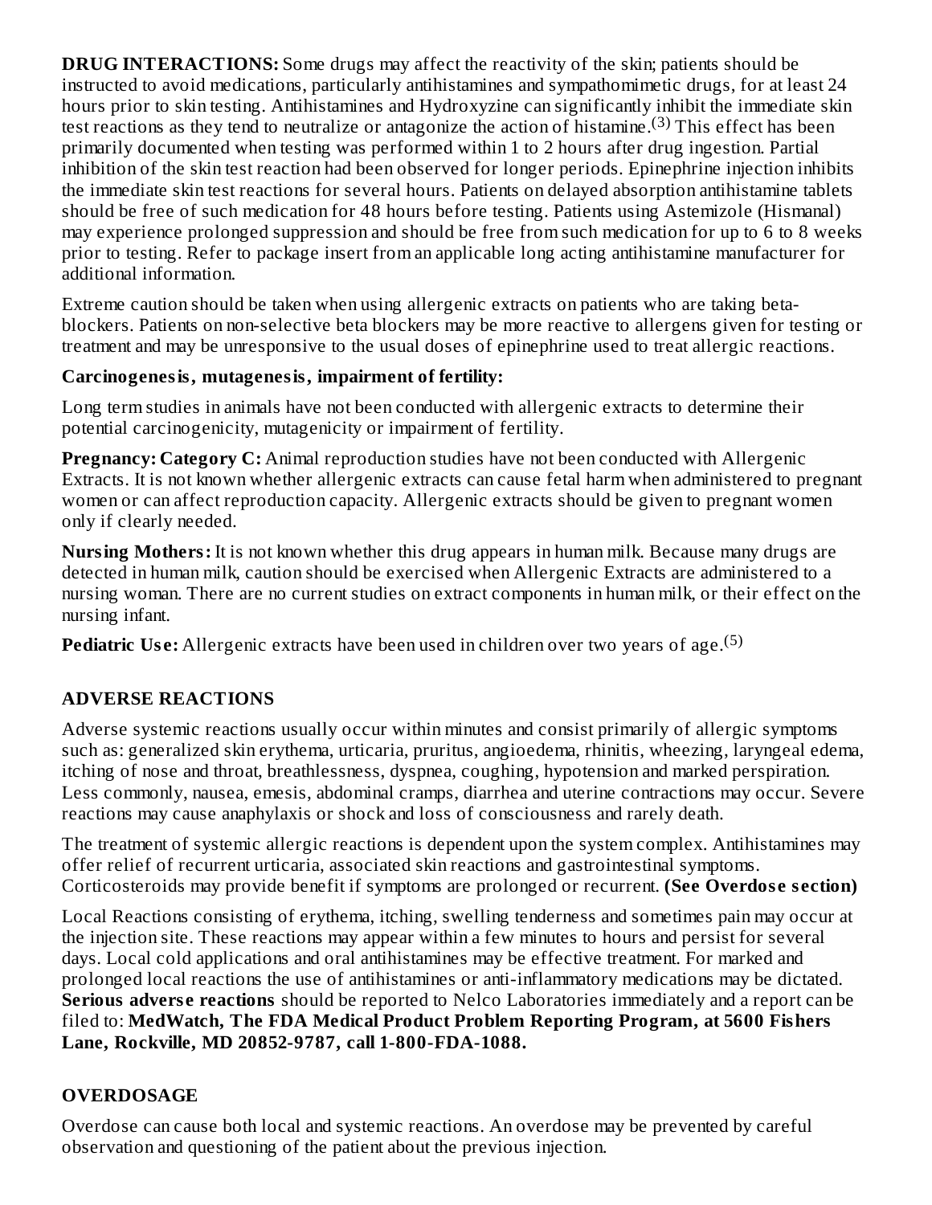**DRUG INTERACTIONS:** Some drugs may affect the reactivity of the skin; patients should be instructed to avoid medications, particularly antihistamines and sympathomimetic drugs, for at least 24 hours prior to skin testing. Antihistamines and Hydroxyzine can significantly inhibit the immediate skin test reactions as they tend to neutralize or antagonize the action of histamine.[3] This effect has been primarily documented when testing was performed within 1 to 2 hours after drug ingestion. Partial inhibition of the skin test reaction had been observed for longer periods. Epinephrine injection inhibits the immediate skin test reactions for several hours. Patients on delayed absorption antihistamine tablets should be free of such medication for 48 hours before testing. Patients using Astemizole (Hismanal) may experience prolonged suppression and should be free from such medication for up to 6 to 8 weeks prior to testing. Refer to package insert from an applicable long acting antihistamine manufacturer for additional information.

Extreme caution should be taken when using allergenic extracts on patients who are taking beta-blockers. Patients on non-selective beta blockers may be more reactive to allergens given for testing or treatment and may be unresponsive to the usual doses of epinephrine used to treat allergic reactions.

**Carcinogenesis, mutagenesis, impairment of fertility:**

Long term studies in animals have not been conducted with allergenic extracts to determine their potential carcinogenicity, mutagenicity or impairment of fertility.

**Pregnancy: Category C:** Animal reproduction studies have not been conducted with Allergenic Extracts. It is not known whether allergenic extracts can cause fetal harm when administered to pregnant women or can affect reproduction capacity. Allergenic extracts should be given to pregnant women only if clearly needed.

**Nursing Mothers:** It is not known whether this drug appears in human milk. Because many drugs are detected in human milk, caution should be exercised when Allergenic Extracts are administered to a nursing woman. There are no current studies on extract components in human milk, or their effect on the nursing infant.

**Pediatric Use:** Allergenic extracts have been used in children over two years of age.[5]

## ADVERSE REACTIONS

Adverse systemic reactions usually occur within minutes and consist primarily of allergic symptoms such as: generalized skin erythema, urticaria, pruritus, angioedema, rhinitis, wheezing, laryngeal edema, itching of nose and throat, breathlessness, dyspnea, coughing, hypotension and marked perspiration. Less commonly, nausea, emesis, abdominal cramps, diarrhea and uterine contractions may occur. Severe reactions may cause anaphylaxis or shock and loss of consciousness and rarely death.

The treatment of systemic allergic reactions is dependent upon the system complex. Antihistamines may offer relief of recurrent urticaria, associated skin reactions and gastrointestinal symptoms. Corticosteroids may provide benefit if symptoms are prolonged or recurrent. **(See Overdose section)**

Local Reactions consisting of erythema, itching, swelling tenderness and sometimes pain may occur at the injection site. These reactions may appear within a few minutes to hours and persist for several days. Local cold applications and oral antihistamines may be effective treatment. For marked and prolonged local reactions the use of antihistamines or anti-inflammatory medications may be dictated. **Serious adverse reactions** should be reported to Nelco Laboratories immediately and a report can be filed to: **MedWatch, The FDA Medical Product Problem Reporting Program, at 5600 Fishers Lane, Rockville, MD 20852-9787, call 1-800-FDA-1088.**

## OVERDOSAGE

Overdose can cause both local and systemic reactions. An overdose may be prevented by careful observation and questioning of the patient about the previous injection.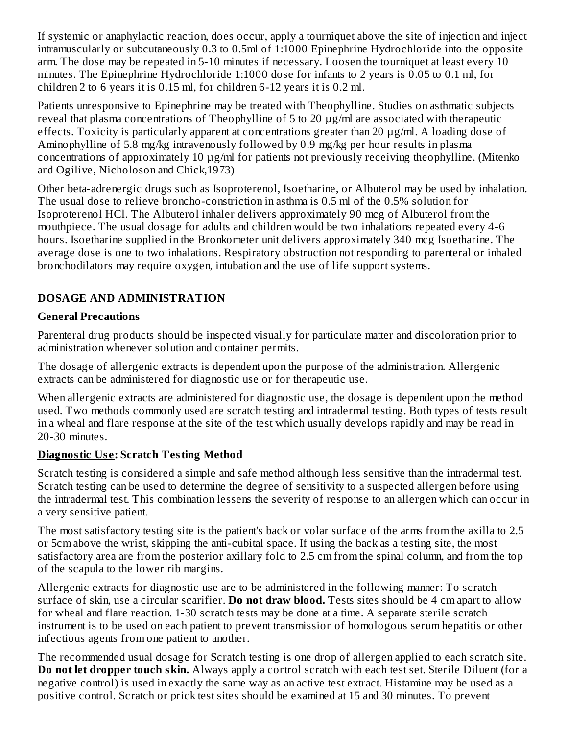If systemic or anaphylactic reaction, does occur, apply a tourniquet above the site of injection and inject intramuscularly or subcutaneously 0.3 to 0.5ml of 1:1000 Epinephrine Hydrochloride into the opposite arm. The dose may be repeated in 5-10 minutes if necessary. Loosen the tourniquet at least every 10 minutes. The Epinephrine Hydrochloride 1:1000 dose for infants to 2 years is 0.05 to 0.1 ml, for children 2 to 6 years it is 0.15 ml, for children 6-12 years it is 0.2 ml.

Patients unresponsive to Epinephrine may be treated with Theophylline. Studies on asthmatic subjects reveal that plasma concentrations of Theophylline of 5 to 20 µg/ml are associated with therapeutic effects. Toxicity is particularly apparent at concentrations greater than 20 µg/ml. A loading dose of Aminophylline of 5.8 mg/kg intravenously followed by 0.9 mg/kg per hour results in plasma concentrations of approximately 10 µg/ml for patients not previously receiving theophylline. (Mitenko and Ogilive, Nicholoson and Chick,1973)

Other beta-adrenergic drugs such as Isoproterenol, Isoetharine, or Albuterol may be used by inhalation. The usual dose to relieve broncho-constriction in asthma is 0.5 ml of the 0.5% solution for Isoproterenol HCl. The Albuterol inhaler delivers approximately 90 mcg of Albuterol from the mouthpiece. The usual dosage for adults and children would be two inhalations repeated every 4-6 hours. Isoetharine supplied in the Bronkometer unit delivers approximately 340 mcg Isoetharine. The average dose is one to two inhalations. Respiratory obstruction not responding to parenteral or inhaled bronchodilators may require oxygen, intubation and the use of life support systems.

## DOSAGE AND ADMINISTRATION

### General Precautions

Parenteral drug products should be inspected visually for particulate matter and discoloration prior to administration whenever solution and container permits.

The dosage of allergenic extracts is dependent upon the purpose of the administration. Allergenic extracts can be administered for diagnostic use or for therapeutic use.

When allergenic extracts are administered for diagnostic use, the dosage is dependent upon the method used. Two methods commonly used are scratch testing and intradermal testing. Both types of tests result in a wheal and flare response at the site of the test which usually develops rapidly and may be read in 20-30 minutes.

### Diagnostic Use: Scratch Testing Method

Scratch testing is considered a simple and safe method although less sensitive than the intradermal test. Scratch testing can be used to determine the degree of sensitivity to a suspected allergen before using the intradermal test. This combination lessens the severity of response to an allergen which can occur in a very sensitive patient.

The most satisfactory testing site is the patient's back or volar surface of the arms from the axilla to 2.5 or 5cm above the wrist, skipping the anti-cubital space. If using the back as a testing site, the most satisfactory area are from the posterior axillary fold to 2.5 cm from the spinal column, and from the top of the scapula to the lower rib margins.

Allergenic extracts for diagnostic use are to be administered in the following manner: To scratch surface of skin, use a circular scarifier. **Do not draw blood.** Tests sites should be 4 cm apart to allow for wheal and flare reaction. 1-30 scratch tests may be done at a time. A separate sterile scratch instrument is to be used on each patient to prevent transmission of homologous serum hepatitis or other infectious agents from one patient to another.

The recommended usual dosage for Scratch testing is one drop of allergen applied to each scratch site. **Do not let dropper touch skin.** Always apply a control scratch with each test set. Sterile Diluent (for a negative control) is used in exactly the same way as an active test extract. Histamine may be used as a positive control. Scratch or prick test sites should be examined at 15 and 30 minutes. To prevent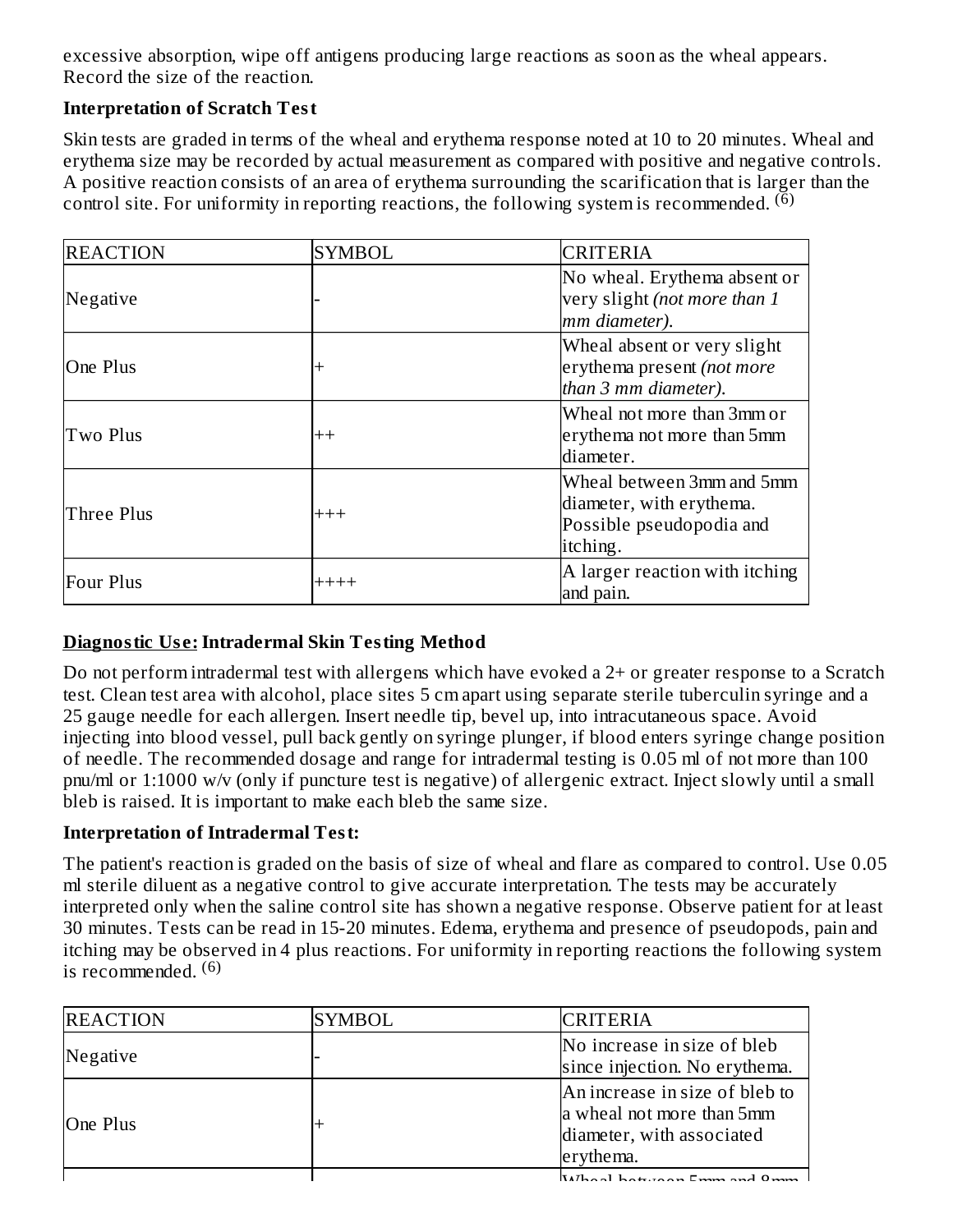excessive absorption, wipe off antigens producing large reactions as soon as the wheal appears. Record the size of the reaction.

**Interpretation of Scratch Test**

Skin tests are graded in terms of the wheal and erythema response noted at 10 to 20 minutes. Wheal and erythema size may be recorded by actual measurement as compared with positive and negative controls. A positive reaction consists of an area of erythema surrounding the scarification that is larger than the control site. For uniformity in reporting reactions, the following system is recommended. [6]

| REACTION | SYMBOL | CRITERIA |
| --- | --- | --- |
| Negative | - | No wheal. Erythema absent or very slight *(not more than 1 mm diameter).* |
| One Plus | + | Wheal absent or very slight erythema present *(not more than 3 mm diameter).* |
| Two Plus | ++ | Wheal not more than 3mm or erythema not more than 5mm diameter. |
| Three Plus | +++ | Wheal between 3mm and 5mm diameter, with erythema. Possible pseudopodia and itching. |
| Four Plus | ++++ | A larger reaction with itching and pain. |

**Diagnostic Use: Intradermal Skin Testing Method**

Do not perform intradermal test with allergens which have evoked a 2+ or greater response to a Scratch test. Clean test area with alcohol, place sites 5 cm apart using separate sterile tuberculin syringe and a 25 gauge needle for each allergen. Insert needle tip, bevel up, into intracutaneous space. Avoid injecting into blood vessel, pull back gently on syringe plunger, if blood enters syringe change position of needle. The recommended dosage and range for intradermal testing is 0.05 ml of not more than 100 pnu/ml or 1:1000 w/v (only if puncture test is negative) of allergenic extract. Inject slowly until a small bleb is raised. It is important to make each bleb the same size.

**Interpretation of Intradermal Test:**

The patient's reaction is graded on the basis of size of wheal and flare as compared to control. Use 0.05 ml sterile diluent as a negative control to give accurate interpretation. The tests may be accurately interpreted only when the saline control site has shown a negative response. Observe patient for at least 30 minutes. Tests can be read in 15-20 minutes. Edema, erythema and presence of pseudopods, pain and itching may be observed in 4 plus reactions. For uniformity in reporting reactions the following system is recommended. [6]

| REACTION | SYMBOL | CRITERIA |
| --- | --- | --- |
| Negative | - | No increase in size of bleb since injection. No erythema. |
| One Plus | + | An increase in size of bleb to a wheal not more than 5mm diameter, with associated erythema. |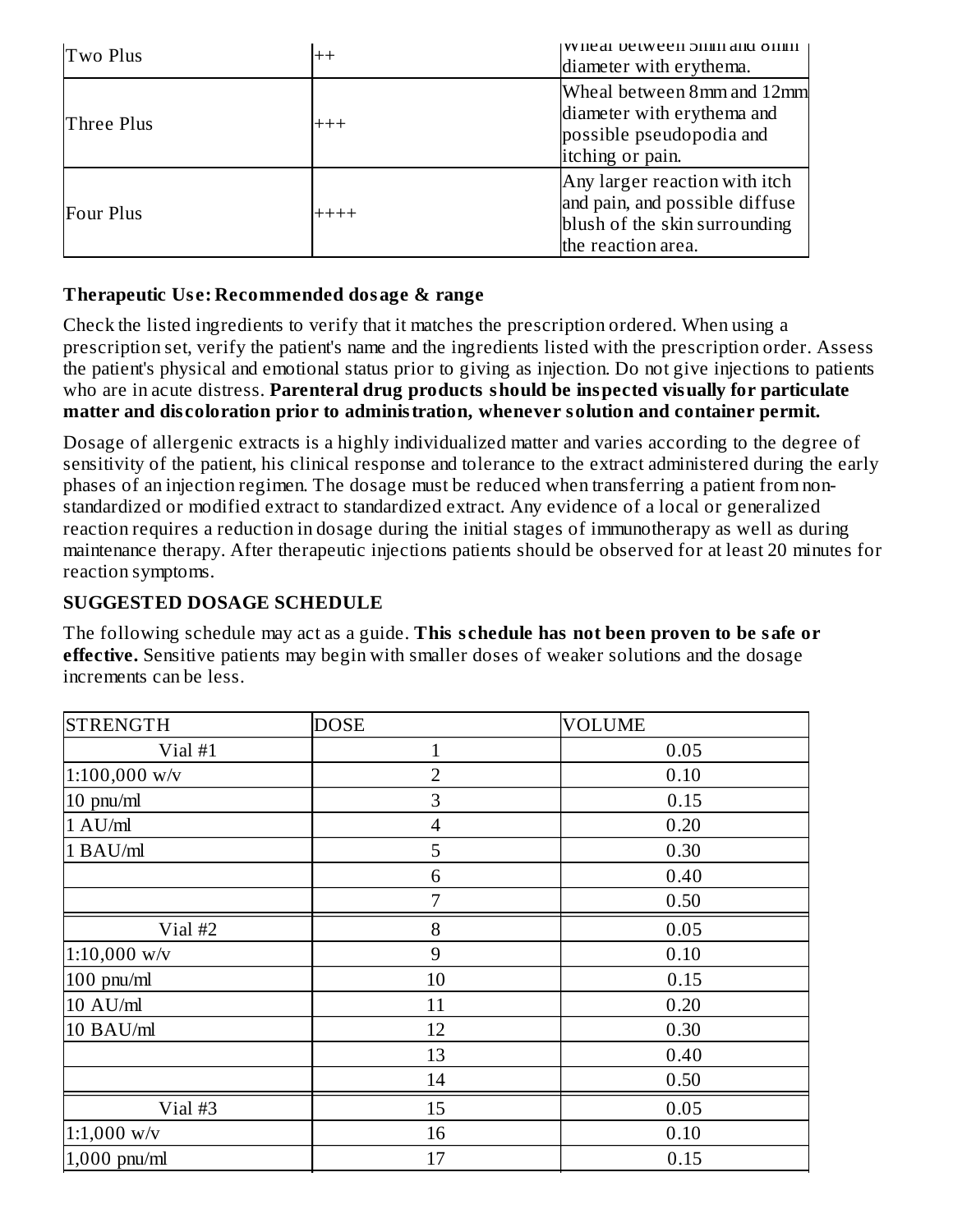| | | |
|---|---|---|
| Two Plus | ++ | Wheal between 5mm and 8mm diameter with erythema. |
| Three Plus | +++ | Wheal between 8mm and 12mm diameter with erythema and possible pseudopodia and itching or pain. |
| Four Plus | ++++ | Any larger reaction with itch and pain, and possible diffuse blush of the skin surrounding the reaction area. |

**Therapeutic Use: Recommended dosage & range**

Check the listed ingredients to verify that it matches the prescription ordered. When using a prescription set, verify the patient's name and the ingredients listed with the prescription order. Assess the patient's physical and emotional status prior to giving as injection. Do not give injections to patients who are in acute distress. **Parenteral drug products should be inspected visually for particulate matter and discoloration prior to administration, whenever solution and container permit.**

Dosage of allergenic extracts is a highly individualized matter and varies according to the degree of sensitivity of the patient, his clinical response and tolerance to the extract administered during the early phases of an injection regimen. The dosage must be reduced when transferring a patient from non-standardized or modified extract to standardized extract. Any evidence of a local or generalized reaction requires a reduction in dosage during the initial stages of immunotherapy as well as during maintenance therapy. After therapeutic injections patients should be observed for at least 20 minutes for reaction symptoms.

**SUGGESTED DOSAGE SCHEDULE**

The following schedule may act as a guide. **This schedule has not been proven to be safe or effective.** Sensitive patients may begin with smaller doses of weaker solutions and the dosage increments can be less.

| STRENGTH | DOSE | VOLUME |
|---|---|---|
| Vial #1 | 1 | 0.05 |
| 1:100,000 w/v | 2 | 0.10 |
| 10 pnu/ml | 3 | 0.15 |
| 1 AU/ml | 4 | 0.20 |
| 1 BAU/ml | 5 | 0.30 |
| | 6 | 0.40 |
| | 7 | 0.50 |
| Vial #2 | 8 | 0.05 |
| 1:10,000 w/v | 9 | 0.10 |
| 100 pnu/ml | 10 | 0.15 |
| 10 AU/ml | 11 | 0.20 |
| 10 BAU/ml | 12 | 0.30 |
| | 13 | 0.40 |
| | 14 | 0.50 |
| Vial #3 | 15 | 0.05 |
| 1:1,000 w/v | 16 | 0.10 |
| 1,000 pnu/ml | 17 | 0.15 |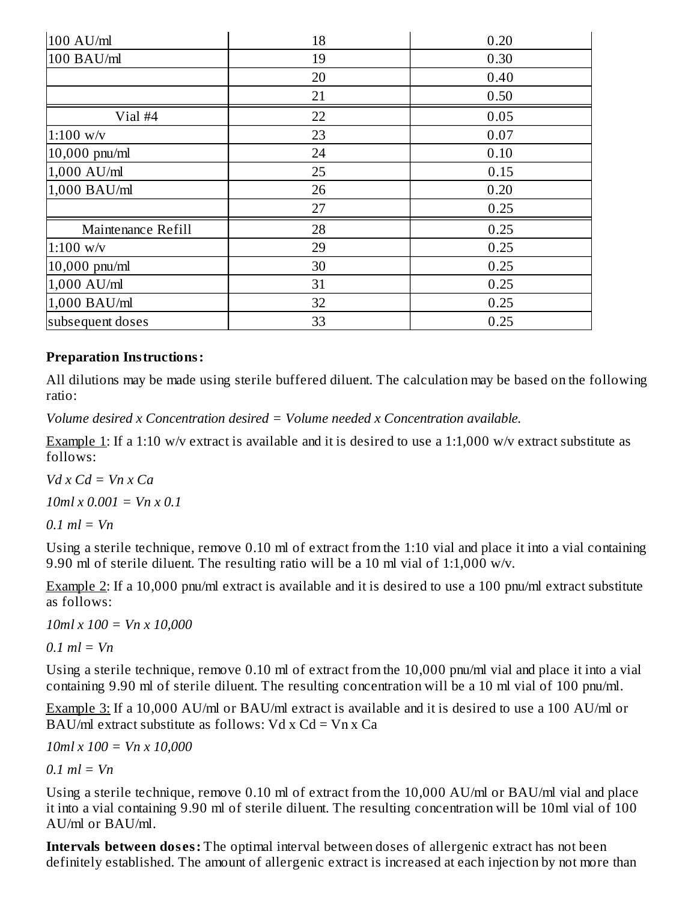| | | |
|---|---|---|
| 100 AU/ml | 18 | 0.20 |
| 100 BAU/ml | 19 | 0.30 |
| | 20 | 0.40 |
| | 21 | 0.50 |
| Vial #4 | 22 | 0.05 |
| 1:100 w/v | 23 | 0.07 |
| 10,000 pnu/ml | 24 | 0.10 |
| 1,000 AU/ml | 25 | 0.15 |
| 1,000 BAU/ml | 26 | 0.20 |
| | 27 | 0.25 |
| Maintenance Refill | 28 | 0.25 |
| 1:100 w/v | 29 | 0.25 |
| 10,000 pnu/ml | 30 | 0.25 |
| 1,000 AU/ml | 31 | 0.25 |
| 1,000 BAU/ml | 32 | 0.25 |
| subsequent doses | 33 | 0.25 |

**Preparation Instructions:**

All dilutions may be made using sterile buffered diluent. The calculation may be based on the following ratio:

*Volume desired x Concentration desired = Volume needed x Concentration available.*

Example 1: If a 1:10 w/v extract is available and it is desired to use a 1:1,000 w/v extract substitute as follows:

*Vd x Cd = Vn x Ca*

*10ml x 0.001 = Vn x 0.1*

*0.1 ml = Vn*

Using a sterile technique, remove 0.10 ml of extract from the 1:10 vial and place it into a vial containing 9.90 ml of sterile diluent. The resulting ratio will be a 10 ml vial of 1:1,000 w/v.

Example 2: If a 10,000 pnu/ml extract is available and it is desired to use a 100 pnu/ml extract substitute as follows:

*10ml x 100 = Vn x 10,000*

*0.1 ml = Vn*

Using a sterile technique, remove 0.10 ml of extract from the 10,000 pnu/ml vial and place it into a vial containing 9.90 ml of sterile diluent. The resulting concentration will be a 10 ml vial of 100 pnu/ml.

Example 3: If a 10,000 AU/ml or BAU/ml extract is available and it is desired to use a 100 AU/ml or BAU/ml extract substitute as follows: Vd x Cd = Vn x Ca

*10ml x 100 = Vn x 10,000*

*0.1 ml = Vn*

Using a sterile technique, remove 0.10 ml of extract from the 10,000 AU/ml or BAU/ml vial and place it into a vial containing 9.90 ml of sterile diluent. The resulting concentration will be 10ml vial of 100 AU/ml or BAU/ml.

**Intervals between doses:** The optimal interval between doses of allergenic extract has not been definitely established. The amount of allergenic extract is increased at each injection by not more than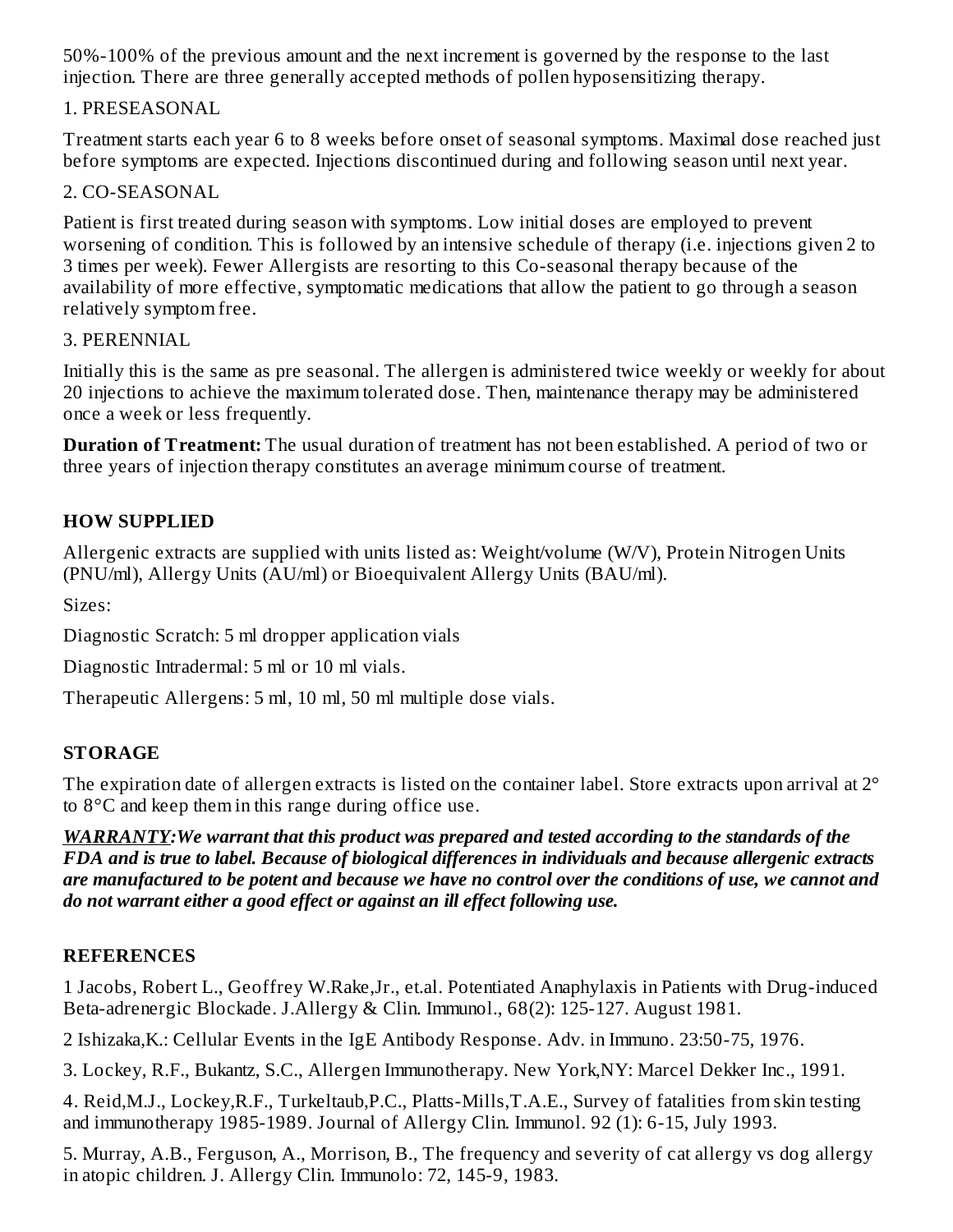50%-100% of the previous amount and the next increment is governed by the response to the last injection. There are three generally accepted methods of pollen hyposensitizing therapy.

1. PRESEASONAL

Treatment starts each year 6 to 8 weeks before onset of seasonal symptoms. Maximal dose reached just before symptoms are expected. Injections discontinued during and following season until next year.

2. CO-SEASONAL

Patient is first treated during season with symptoms. Low initial doses are employed to prevent worsening of condition. This is followed by an intensive schedule of therapy (i.e. injections given 2 to 3 times per week). Fewer Allergists are resorting to this Co-seasonal therapy because of the availability of more effective, symptomatic medications that allow the patient to go through a season relatively symptom free.

3. PERENNIAL

Initially this is the same as pre seasonal. The allergen is administered twice weekly or weekly for about 20 injections to achieve the maximum tolerated dose. Then, maintenance therapy may be administered once a week or less frequently.

**Duration of Treatment:** The usual duration of treatment has not been established. A period of two or three years of injection therapy constitutes an average minimum course of treatment.

## HOW SUPPLIED

Allergenic extracts are supplied with units listed as: Weight/volume (W/V), Protein Nitrogen Units (PNU/ml), Allergy Units (AU/ml) or Bioequivalent Allergy Units (BAU/ml).

Sizes:

Diagnostic Scratch: 5 ml dropper application vials

Diagnostic Intradermal: 5 ml or 10 ml vials.

Therapeutic Allergens: 5 ml, 10 ml, 50 ml multiple dose vials.

## STORAGE

The expiration date of allergen extracts is listed on the container label. Store extracts upon arrival at 2° to 8°C and keep them in this range during office use.

***WARRANTY:We warrant that this product was prepared and tested according to the standards of the FDA and is true to label. Because of biological differences in individuals and because allergenic extracts are manufactured to be potent and because we have no control over the conditions of use, we cannot and do not warrant either a good effect or against an ill effect following use.***

## REFERENCES

1 Jacobs, Robert L., Geoffrey W.Rake,Jr., et.al. Potentiated Anaphylaxis in Patients with Drug-induced Beta-adrenergic Blockade. J.Allergy & Clin. Immunol., 68(2): 125-127. August 1981.

2 Ishizaka,K.: Cellular Events in the IgE Antibody Response. Adv. in Immuno. 23:50-75, 1976.

3. Lockey, R.F., Bukantz, S.C., Allergen Immunotherapy. New York,NY: Marcel Dekker Inc., 1991.

4. Reid,M.J., Lockey,R.F., Turkeltaub,P.C., Platts-Mills,T.A.E., Survey of fatalities from skin testing and immunotherapy 1985-1989. Journal of Allergy Clin. Immunol. 92 (1): 6-15, July 1993.

5. Murray, A.B., Ferguson, A., Morrison, B., The frequency and severity of cat allergy vs dog allergy in atopic children. J. Allergy Clin. Immunolo: 72, 145-9, 1983.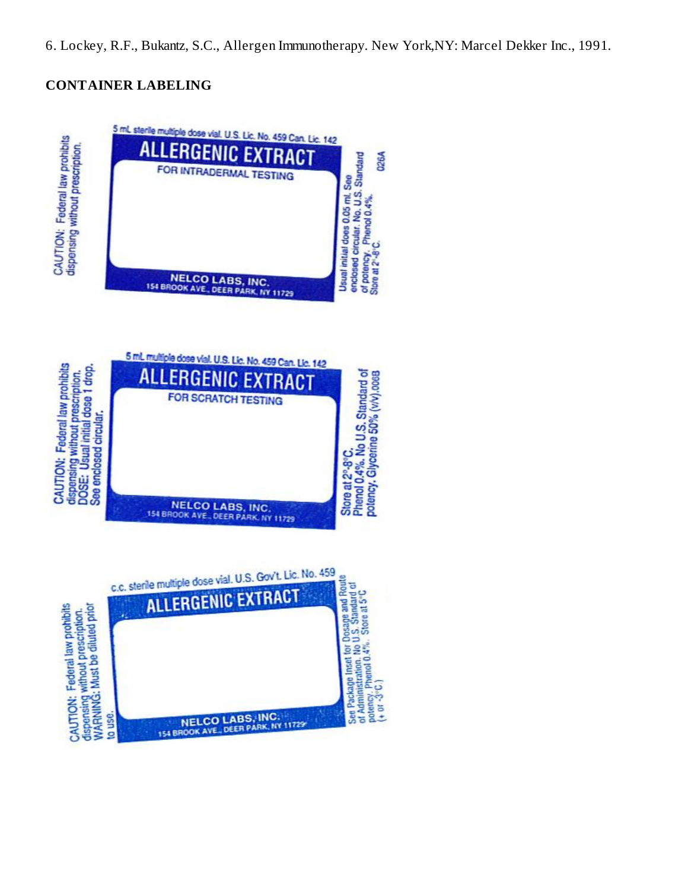6. Lockey, R.F., Bukantz, S.C., Allergen Immunotherapy. New York,NY: Marcel Dekker Inc., 1991.

**CONTAINER LABELING**

CAUTION: Federal law prohibits dispensing without prescription.

5 mL sterile multiple dose vial. U.S. Lic. No. 459 Can. Lic. 142

ALLERGENIC EXTRACT

FOR INTRADERMAL TESTING

NELCO LABS, INC.
154 BROOK AVE., DEER PARK, NY 11729

Usual initial does 0.05 mL. See enclosed circular. No. U.S. Standard of potency. Phenol 0.4%. Store at 2°-8°C.

026A

CAUTION: Federal law prohibits dispensing without prescription. DOSE: Usual initial dose 1 drop. See enclosed circular.

5 mL multiple dose vial. U.S. Lic. No. 459 Can. Lic. 142

ALLERGENIC EXTRACT

FOR SCRATCH TESTING

NELCO LABS, INC.
154 BROOK AVE., DEER PARK, NY 11729

Store at 2°-8°C. Phenol 0.4%. No U.S. Standard of potency. Glycerine 50% (v/v).006B

CAUTION: Federal law prohibits dispensing without prescription. WARNING: Must be diluted prior to use.

c.c. sterile multiple dose vial. U.S. Gov't. Lic. No. 459

ALLERGENIC EXTRACT

NELCO LABS, INC.
154 BROOK AVE., DEER PARK, NY 11729

See Package Inset for Dosage and Route of Administration. No U.S. Standard of potency. Phenol 0.4%. Store at 5°C (+ or -3°C.)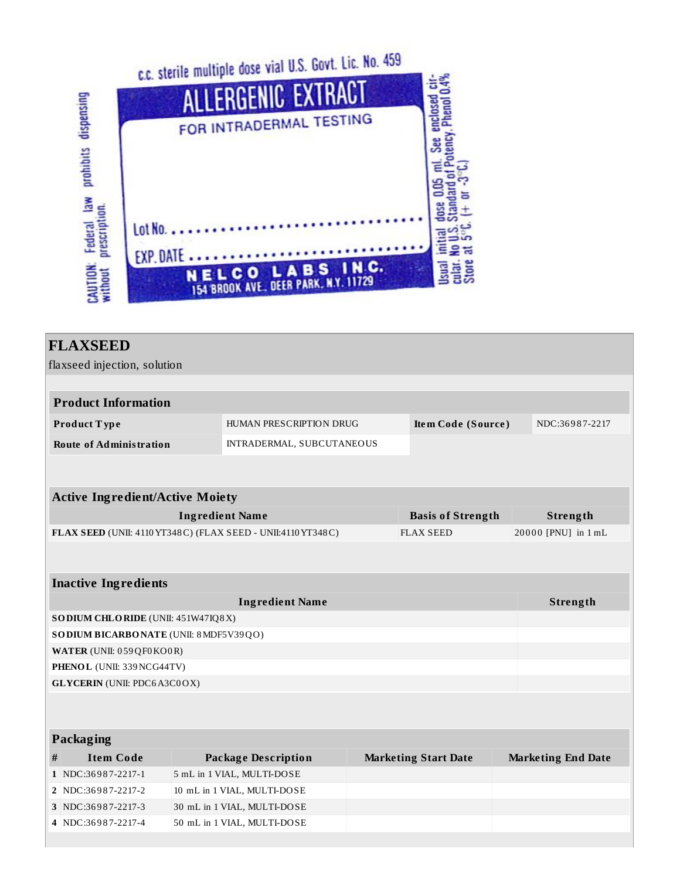c.c. sterile multiple dose vial U.S. Govt. Lic. No. 459

ALLERGENIC EXTRACT

FOR INTRADERMAL TESTING

Lot No. ...........................

EXP. DATE ...........................

NELCO LABS INC.
154 BROOK AVE., DEER PARK, N.Y. 11729

CAUTION: Federal law prohibits dispensing without prescription.

Usual initial dose 0.05 ml. See enclosed circular. No U.S. Standard of Potency. Phenol 0.4% Store at 5°C. (+ or -3°C.)

# FLAXSEED

flaxseed injection, solution

| Product Information | | | |
|---|---|---|---|
| **Product Type** | HUMAN PRESCRIPTION DRUG | **Item Code (Source)** | NDC:36987-2217 |
| **Route of Administration** | INTRADERMAL, SUBCUTANEOUS | | |

| Active Ingredient/Active Moiety | | |
|---|---|---|
| **Ingredient Name** | **Basis of Strength** | **Strength** |
| **FLAX SEED** (UNII: 4110YT348C) (FLAX SEED - UNII:4110YT348C) | FLAX SEED | 20000 [PNU] in 1 mL |

| Inactive Ingredients | |
|---|---|
| **Ingredient Name** | **Strength** |
| **SODIUM CHLORIDE** (UNII: 451W47IQ8X) | |
| **SODIUM BICARBONATE** (UNII: 8MDF5V39QO) | |
| **WATER** (UNII: 059QF0KO0R) | |
| **PHENOL** (UNII: 339NCG44TV) | |
| **GLYCERIN** (UNII: PDC6A3C0OX) | |

| Packaging | | | | |
|---|---|---|---|---|
| **#** | **Item Code** | **Package Description** | **Marketing Start Date** | **Marketing End Date** |
| 1 | NDC:36987-2217-1 | 5 mL in 1 VIAL, MULTI-DOSE | | |
| 2 | NDC:36987-2217-2 | 10 mL in 1 VIAL, MULTI-DOSE | | |
| 3 | NDC:36987-2217-3 | 30 mL in 1 VIAL, MULTI-DOSE | | |
| 4 | NDC:36987-2217-4 | 50 mL in 1 VIAL, MULTI-DOSE | | |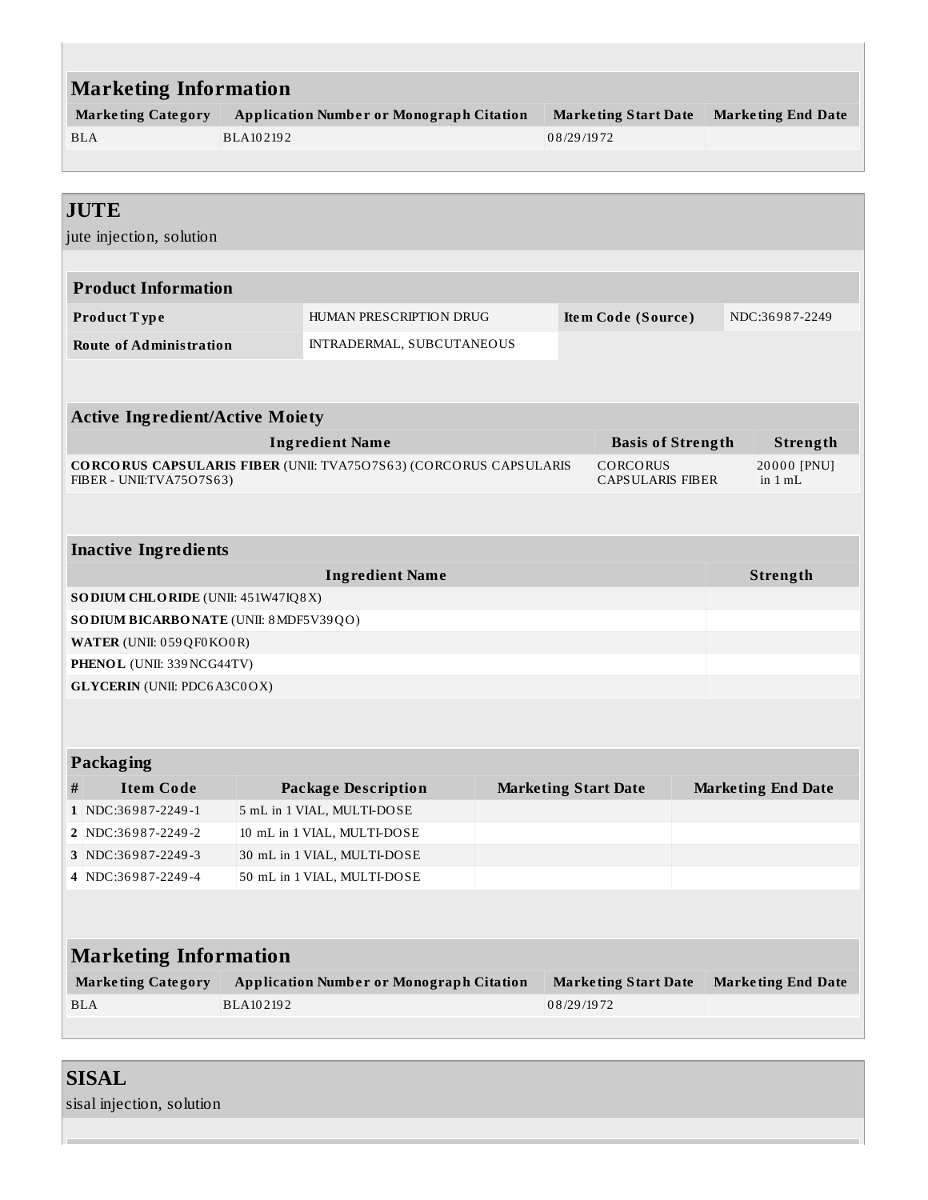## Marketing Information

| Marketing Category | Application Number or Monograph Citation | Marketing Start Date | Marketing End Date |
|---|---|---|---|
| BLA | BLA102192 | 08/29/1972 | |

## JUTE

jute injection, solution

### Product Information

| Product Type | HUMAN PRESCRIPTION DRUG | Item Code (Source) | NDC:36987-2249 |
|---|---|---|---|
| Route of Administration | INTRADERMAL, SUBCUTANEOUS | | |

### Active Ingredient/Active Moiety

| Ingredient Name | Basis of Strength | Strength |
|---|---|---|
| **CORCORUS CAPSULARIS FIBER** (UNII: TVA75O7S63) (CORCORUS CAPSULARIS FIBER - UNII:TVA75O7S63) | CORCORUS CAPSULARIS FIBER | 20000 [PNU] in 1 mL |

### Inactive Ingredients

| Ingredient Name | Strength |
|---|---|
| **SODIUM CHLORIDE** (UNII: 451W47IQ8X) | |
| **SODIUM BICARBONATE** (UNII: 8MDF5V39QO) | |
| **WATER** (UNII: 059QF0KO0R) | |
| **PHENOL** (UNII: 339NCG44TV) | |
| **GLYCERIN** (UNII: PDC6A3C0OX) | |

### Packaging

| # | Item Code | Package Description | Marketing Start Date | Marketing End Date |
|---|---|---|---|---|
| 1 | NDC:36987-2249-1 | 5 mL in 1 VIAL, MULTI-DOSE | | |
| 2 | NDC:36987-2249-2 | 10 mL in 1 VIAL, MULTI-DOSE | | |
| 3 | NDC:36987-2249-3 | 30 mL in 1 VIAL, MULTI-DOSE | | |
| 4 | NDC:36987-2249-4 | 50 mL in 1 VIAL, MULTI-DOSE | | |

## Marketing Information

| Marketing Category | Application Number or Monograph Citation | Marketing Start Date | Marketing End Date |
|---|---|---|---|
| BLA | BLA102192 | 08/29/1972 | |

## SISAL

sisal injection, solution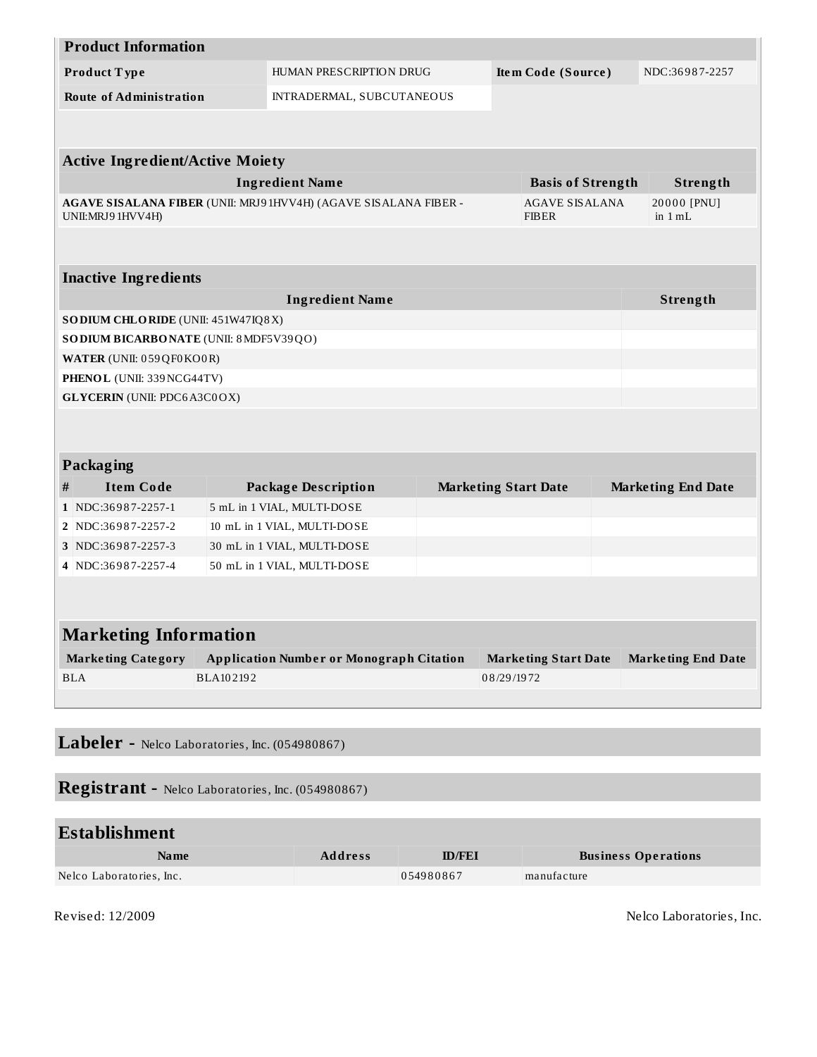## Product Information

| | | | |
|---|---|---|---|
| **Product Type** | HUMAN PRESCRIPTION DRUG | **Item Code (Source)** | NDC:36987-2257 |
| **Route of Administration** | INTRADERMAL, SUBCUTANEOUS | | |

## Active Ingredient/Active Moiety

| Ingredient Name | Basis of Strength | Strength |
|---|---|---|
| **AGAVE SISALANA FIBER** (UNII: MRJ91HVV4H) (AGAVE SISALANA FIBER - UNII:MRJ91HVV4H) | AGAVE SISALANA FIBER | 20000 [PNU] in 1 mL |

## Inactive Ingredients

| Ingredient Name | Strength |
|---|---|
| **SODIUM CHLORIDE** (UNII: 451W47IQ8X) | |
| **SODIUM BICARBONATE** (UNII: 8MDF5V39QO) | |
| **WATER** (UNII: 059QF0KO0R) | |
| **PHENOL** (UNII: 339NCG44TV) | |
| **GLYCERIN** (UNII: PDC6A3C0OX) | |

## Packaging

| # | Item Code | Package Description | Marketing Start Date | Marketing End Date |
|---|---|---|---|---|
| 1 | NDC:36987-2257-1 | 5 mL in 1 VIAL, MULTI-DOSE | | |
| 2 | NDC:36987-2257-2 | 10 mL in 1 VIAL, MULTI-DOSE | | |
| 3 | NDC:36987-2257-3 | 30 mL in 1 VIAL, MULTI-DOSE | | |
| 4 | NDC:36987-2257-4 | 50 mL in 1 VIAL, MULTI-DOSE | | |

## Marketing Information

| Marketing Category | Application Number or Monograph Citation | Marketing Start Date | Marketing End Date |
|---|---|---|---|
| BLA | BLA102192 | 08/29/1972 | |

## Labeler - Nelco Laboratories, Inc. (054980867)

## Registrant - Nelco Laboratories, Inc. (054980867)

## Establishment

| Name | Address | ID/FEI | Business Operations |
|---|---|---|---|
| Nelco Laboratories, Inc. | | 054980867 | manufacture |

Revised: 12/2009

Nelco Laboratories, Inc.